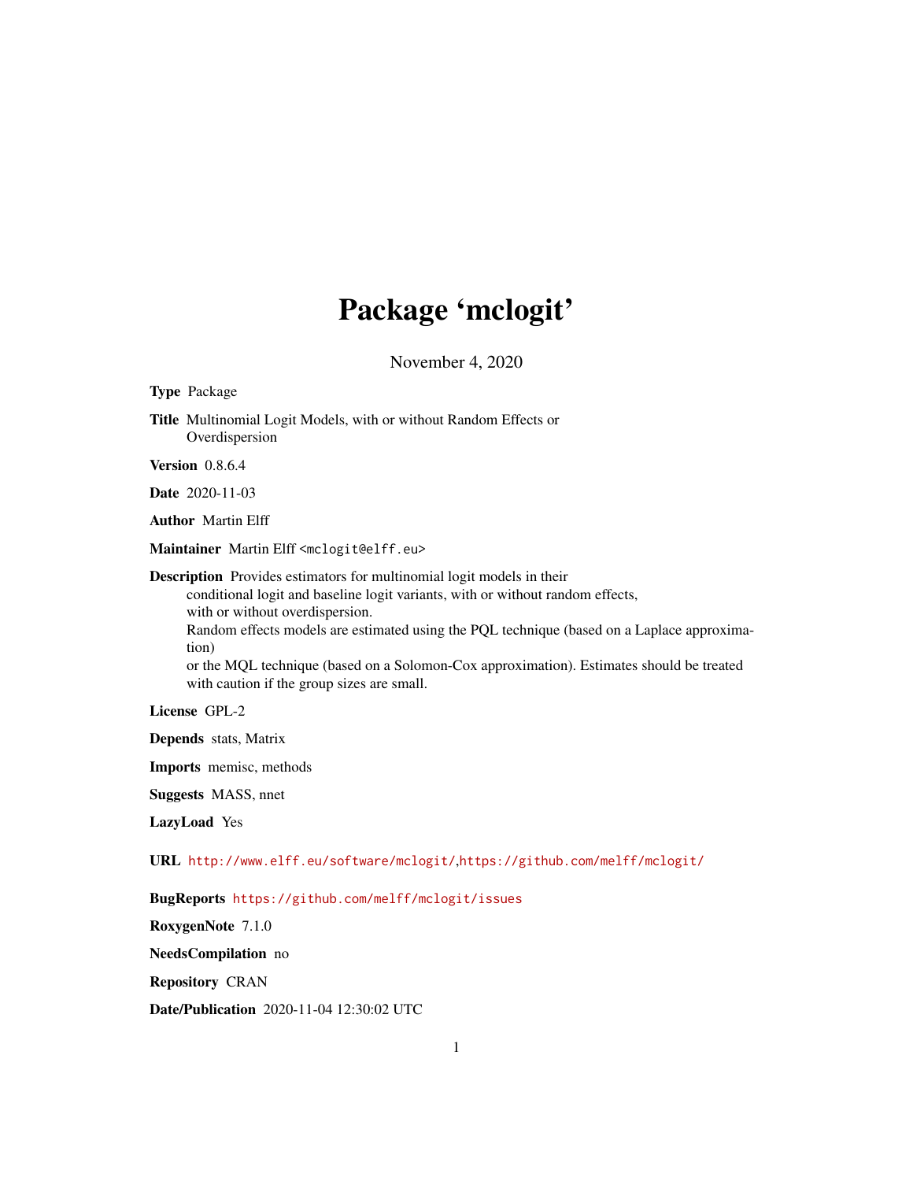# Package 'mclogit'

November 4, 2020

**Type** Package

**Title** Multinomial Logit Models, with or without Random Effects or Overdispersion

**Version** 0.8.6.4

**Date** 2020-11-03

**Author** Martin Elff

**Maintainer** Martin Elff <mclogit@elff.eu>

**Description** Provides estimators for multinomial logit models in their
conditional logit and baseline logit variants, with or without random effects,
with or without overdispersion.
Random effects models are estimated using the PQL technique (based on a Laplace approximation)
or the MQL technique (based on a Solomon-Cox approximation). Estimates should be treated
with caution if the group sizes are small.

**License** GPL-2

**Depends** stats, Matrix

**Imports** memisc, methods

**Suggests** MASS, nnet

**LazyLoad** Yes

**URL** http://www.elff.eu/software/mclogit/,https://github.com/melff/mclogit/

**BugReports** https://github.com/melff/mclogit/issues

**RoxygenNote** 7.1.0

**NeedsCompilation** no

**Repository** CRAN

**Date/Publication** 2020-11-04 12:30:02 UTC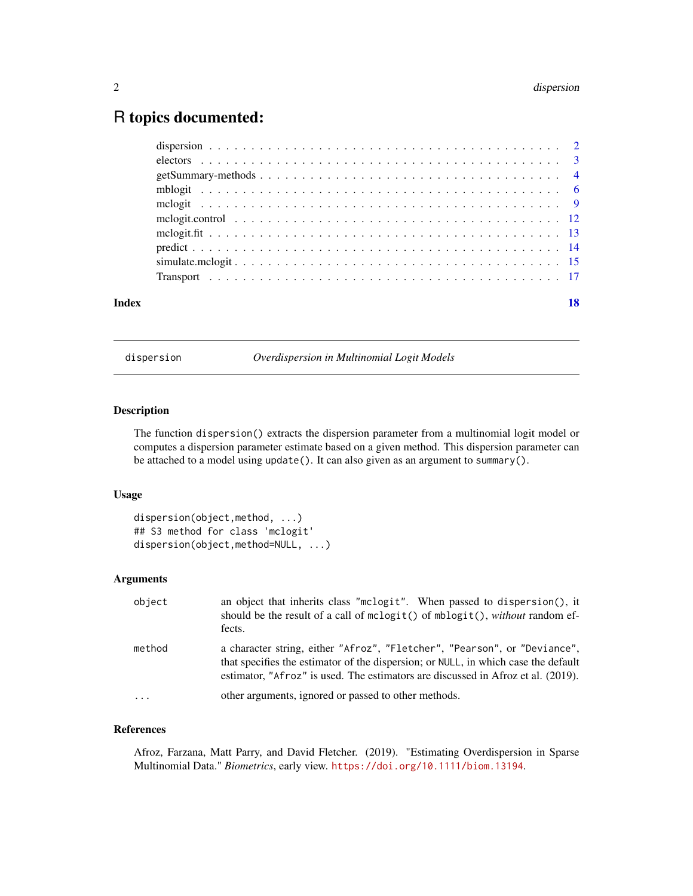# R topics documented:

- dispersion . . . . . . . . . . . . . . . . . . . . . . . . . . . . . . . . . . . . . . . 2
- electors . . . . . . . . . . . . . . . . . . . . . . . . . . . . . . . . . . . . . . . . 3
- getSummary-methods . . . . . . . . . . . . . . . . . . . . . . . . . . . . . . . . . 4
- mblogit . . . . . . . . . . . . . . . . . . . . . . . . . . . . . . . . . . . . . . . . 6
- mclogit . . . . . . . . . . . . . . . . . . . . . . . . . . . . . . . . . . . . . . . . 9
- mclogit.control . . . . . . . . . . . . . . . . . . . . . . . . . . . . . . . . . . . 12
- mclogit.fit . . . . . . . . . . . . . . . . . . . . . . . . . . . . . . . . . . . . . 13
- predict . . . . . . . . . . . . . . . . . . . . . . . . . . . . . . . . . . . . . . . 14
- simulate.mclogit . . . . . . . . . . . . . . . . . . . . . . . . . . . . . . . . . . 15
- Transport . . . . . . . . . . . . . . . . . . . . . . . . . . . . . . . . . . . . . . 17

**Index** **18**

---

`dispersion` *Overdispersion in Multinomial Logit Models*

---

### Description

The function `dispersion()` extracts the dispersion parameter from a multinomial logit model or computes a dispersion parameter estimate based on a given method. This dispersion parameter can be attached to a model using `update()`. It can also given as an argument to `summary()`.

### Usage

```
dispersion(object,method, ...)
## S3 method for class 'mclogit'
dispersion(object,method=NULL, ...)
```

### Arguments

| | |
|---|---|
| `object` | an object that inherits class `"mclogit"`. When passed to `dispersion()`, it should be the result of a call of `mclogit()` of `mblogit()`, *without* random effects. |
| `method` | a character string, either `"Afroz"`, `"Fletcher"`, `"Pearson"`, or `"Deviance"`, that specifies the estimator of the dispersion; or `NULL`, in which case the default estimator, `"Afroz"` is used. The estimators are discussed in Afroz et al. (2019). |
| `...` | other arguments, ignored or passed to other methods. |

### References

Afroz, Farzana, Matt Parry, and David Fletcher. (2019). "Estimating Overdispersion in Sparse Multinomial Data." *Biometrics*, early view. https://doi.org/10.1111/biom.13194.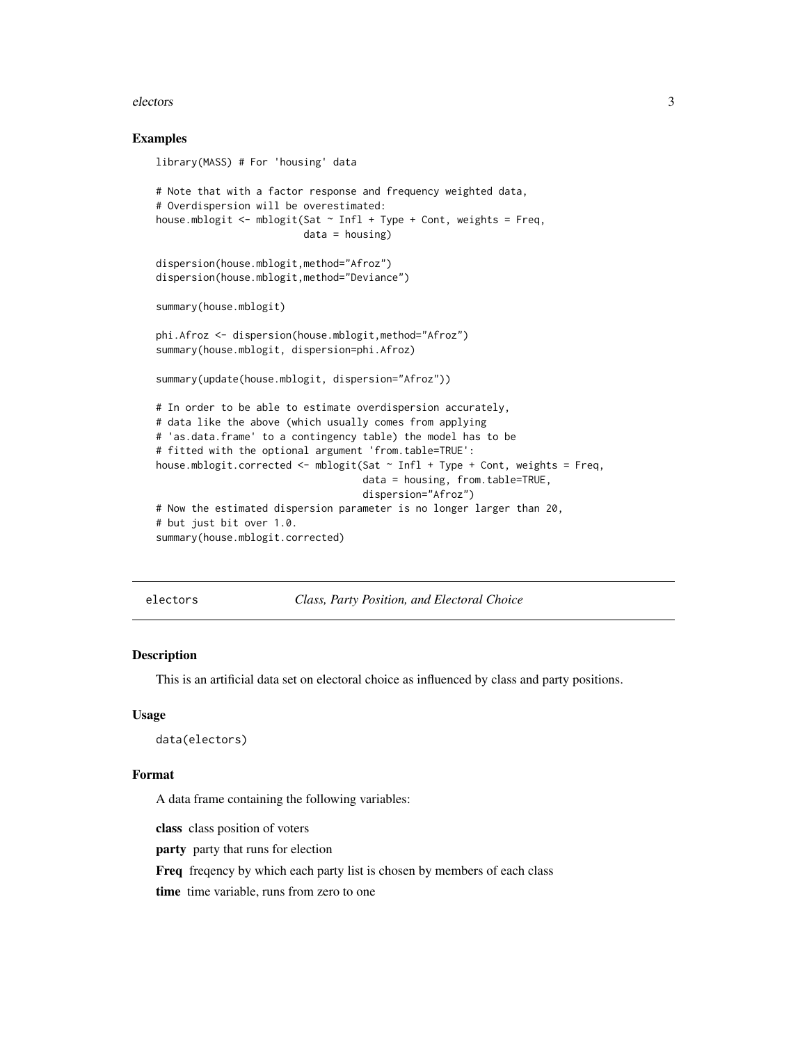### Examples

```
library(MASS) # For 'housing' data

# Note that with a factor response and frequency weighted data,
# Overdispersion will be overestimated:
house.mblogit <- mblogit(Sat ~ Infl + Type + Cont, weights = Freq,
                         data = housing)

dispersion(house.mblogit,method="Afroz")
dispersion(house.mblogit,method="Deviance")

summary(house.mblogit)

phi.Afroz <- dispersion(house.mblogit,method="Afroz")
summary(house.mblogit, dispersion=phi.Afroz)

summary(update(house.mblogit, dispersion="Afroz"))

# In order to be able to estimate overdispersion accurately,
# data like the above (which usually comes from applying
# 'as.data.frame' to a contingency table) the model has to be
# fitted with the optional argument 'from.table=TRUE':
house.mblogit.corrected <- mblogit(Sat ~ Infl + Type + Cont, weights = Freq,
                                   data = housing, from.table=TRUE,
                                   dispersion="Afroz")
# Now the estimated dispersion parameter is no longer larger than 20,
# but just bit over 1.0.
summary(house.mblogit.corrected)
```

## electors — *Class, Party Position, and Electoral Choice*

### Description

This is an artificial data set on electoral choice as influenced by class and party positions.

### Usage

```
data(electors)
```

### Format

A data frame containing the following variables:

**class** class position of voters

**party** party that runs for election

**Freq** freqency by which each party list is chosen by members of each class

**time** time variable, runs from zero to one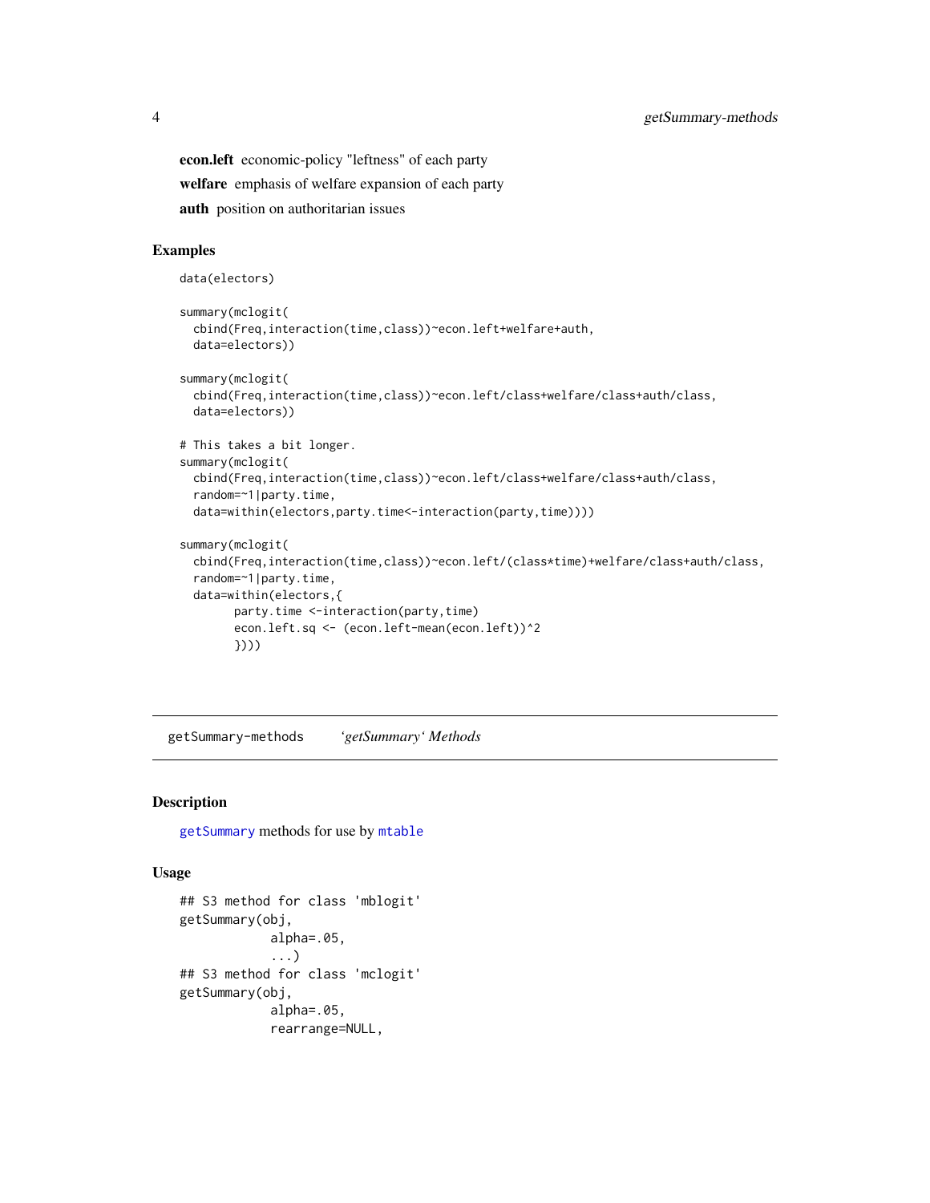**econ.left** economic-policy "leftness" of each party

**welfare** emphasis of welfare expansion of each party

**auth** position on authoritarian issues

### Examples

```
data(electors)

summary(mclogit(
  cbind(Freq,interaction(time,class))~econ.left+welfare+auth,
  data=electors))

summary(mclogit(
  cbind(Freq,interaction(time,class))~econ.left/class+welfare/class+auth/class,
  data=electors))

# This takes a bit longer.
summary(mclogit(
  cbind(Freq,interaction(time,class))~econ.left/class+welfare/class+auth/class,
  random=~1|party.time,
  data=within(electors,party.time<-interaction(party,time))))

summary(mclogit(
  cbind(Freq,interaction(time,class))~econ.left/(class*time)+welfare/class+auth/class,
  random=~1|party.time,
  data=within(electors,{
        party.time <-interaction(party,time)
        econ.left.sq <- (econ.left-mean(econ.left))^2
        })))
```

---

## getSummary-methods *'getSummary' Methods*

### Description

getSummary methods for use by mtable

### Usage

```
## S3 method for class 'mblogit'
getSummary(obj,
            alpha=.05,
            ...)
## S3 method for class 'mclogit'
getSummary(obj,
            alpha=.05,
            rearrange=NULL,
```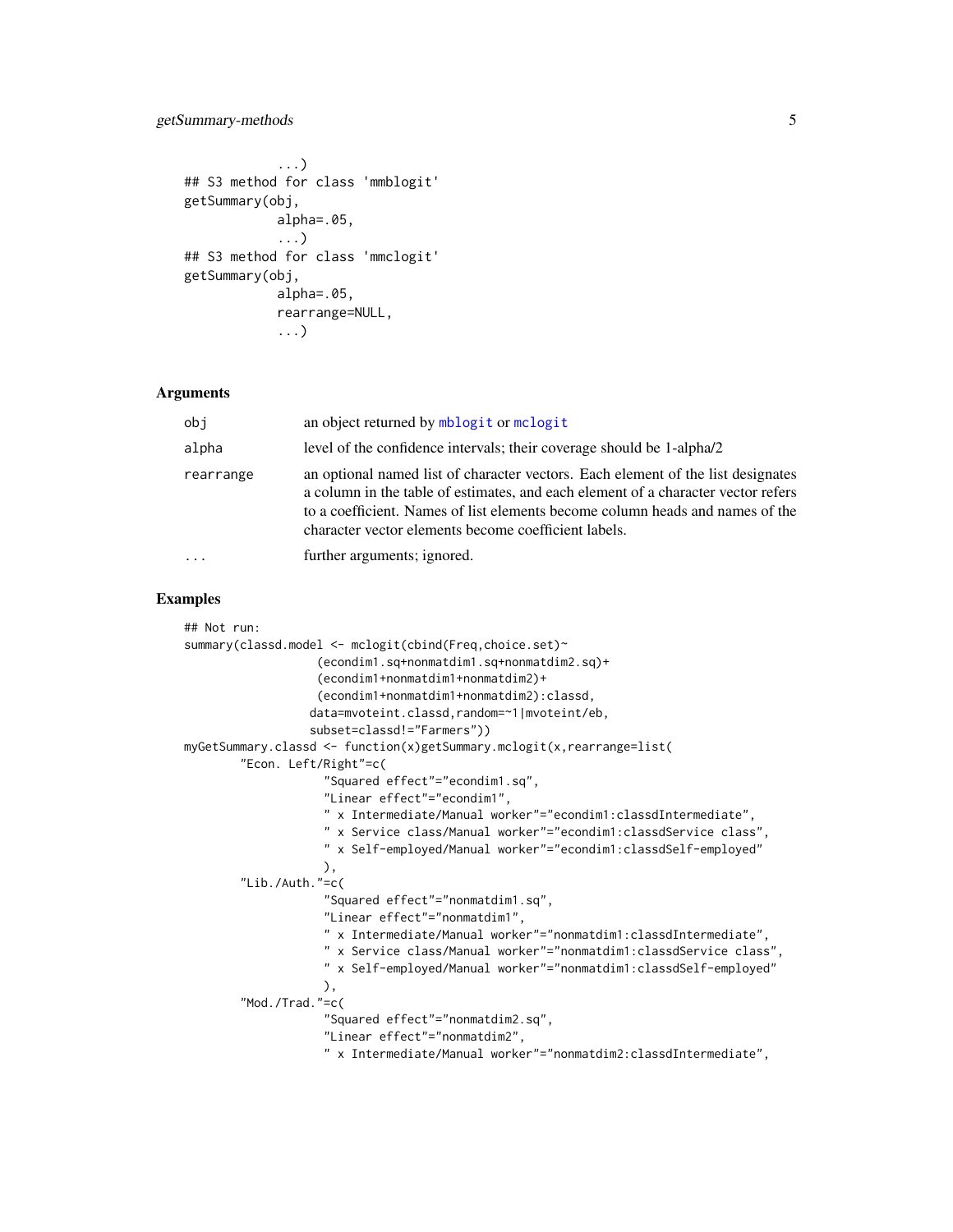```
            ...)
## S3 method for class 'mmblogit'
getSummary(obj,
            alpha=.05,
            ...)
## S3 method for class 'mmclogit'
getSummary(obj,
            alpha=.05,
            rearrange=NULL,
            ...)
```

## Arguments

| | |
|---|---|
| `obj` | an object returned by `mblogit` or `mclogit` |
| `alpha` | level of the confidence intervals; their coverage should be 1-alpha/2 |
| `rearrange` | an optional named list of character vectors. Each element of the list designates a column in the table of estimates, and each element of a character vector refers to a coefficient. Names of list elements become column heads and names of the character vector elements become coefficient labels. |
| `...` | further arguments; ignored. |

## Examples

```
## Not run:
summary(classd.model <- mclogit(cbind(Freq,choice.set)~
                  (econdim1.sq+nonmatdim1.sq+nonmatdim2.sq)+
                  (econdim1+nonmatdim1+nonmatdim2)+
                  (econdim1+nonmatdim1+nonmatdim2):classd,
                 data=mvoteint.classd,random=~1|mvoteint/eb,
                 subset=classd!="Farmers"))
myGetSummary.classd <- function(x)getSummary.mclogit(x,rearrange=list(
        "Econ. Left/Right"=c(
                    "Squared effect"="econdim1.sq",
                    "Linear effect"="econdim1",
                    " x Intermediate/Manual worker"="econdim1:classdIntermediate",
                    " x Service class/Manual worker"="econdim1:classdService class",
                    " x Self-employed/Manual worker"="econdim1:classdSelf-employed"
                    ),
        "Lib./Auth."=c(
                    "Squared effect"="nonmatdim1.sq",
                    "Linear effect"="nonmatdim1",
                    " x Intermediate/Manual worker"="nonmatdim1:classdIntermediate",
                    " x Service class/Manual worker"="nonmatdim1:classdService class",
                    " x Self-employed/Manual worker"="nonmatdim1:classdSelf-employed"
                    ),
        "Mod./Trad."=c(
                    "Squared effect"="nonmatdim2.sq",
                    "Linear effect"="nonmatdim2",
                    " x Intermediate/Manual worker"="nonmatdim2:classdIntermediate",
```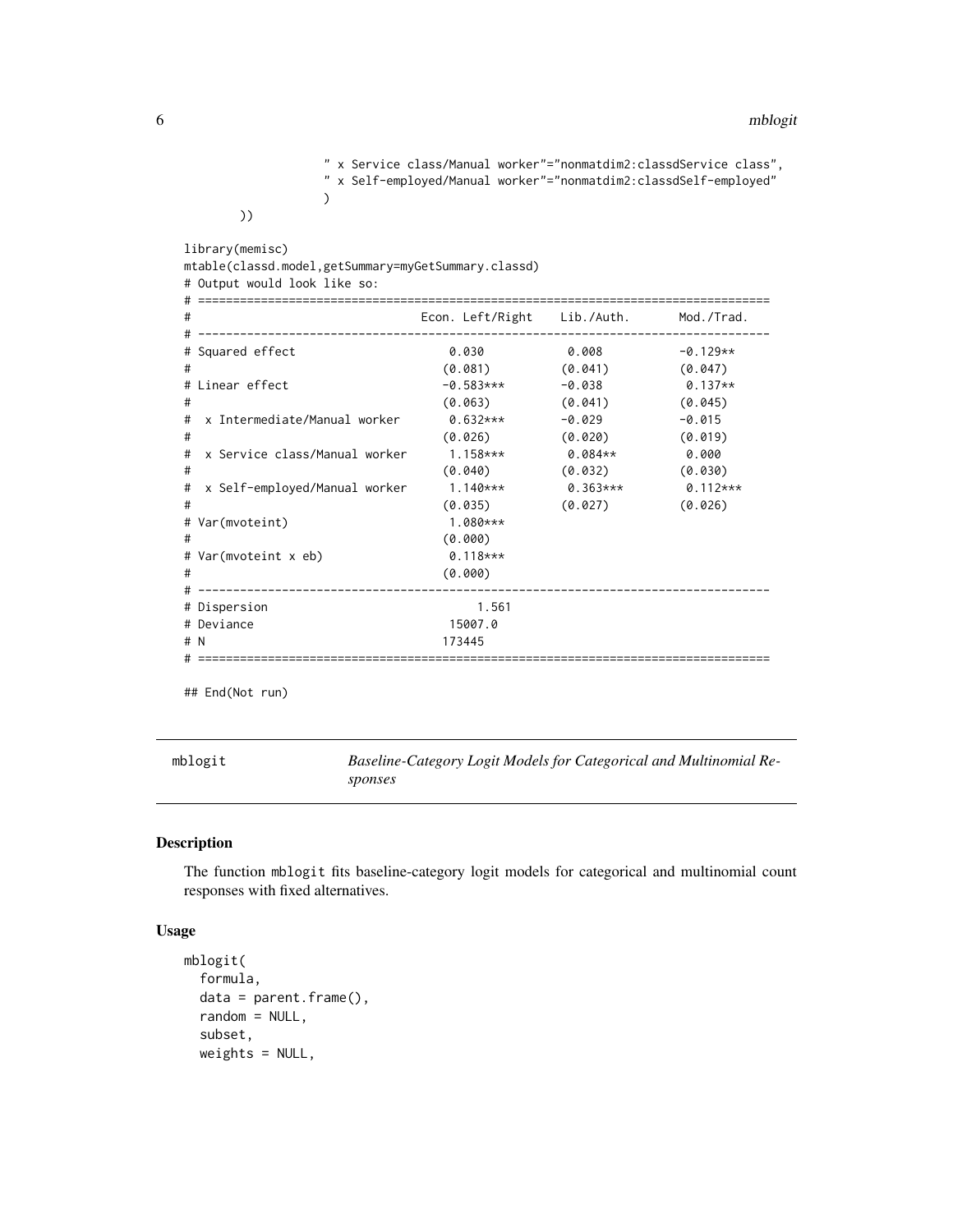```
                " x Service class/Manual worker"="nonmatdim2:classdService class",
                " x Self-employed/Manual worker"="nonmatdim2:classdSelf-employed"
                )
        ))

library(memisc)
mtable(classd.model,getSummary=myGetSummary.classd)
# Output would look like so:
# ==================================================================================
#                                 Econ. Left/Right    Lib./Auth.      Mod./Trad.
# ----------------------------------------------------------------------------------
# Squared effect                    0.030            0.008          -0.129**
#                                  (0.081)          (0.041)         (0.047)
# Linear effect                    -0.583***        -0.038           0.137**
#                                  (0.063)          (0.041)         (0.045)
#  x Intermediate/Manual worker     0.632***        -0.029          -0.015
#                                  (0.026)          (0.020)         (0.019)
#  x Service class/Manual worker    1.158***         0.084**         0.000
#                                  (0.040)          (0.032)         (0.030)
#  x Self-employed/Manual worker    1.140***         0.363***        0.112***
#                                  (0.035)          (0.027)         (0.026)
# Var(mvoteint)                     1.080***
#                                  (0.000)
# Var(mvoteint x eb)                0.118***
#                                  (0.000)
# ----------------------------------------------------------------------------------
# Dispersion                           1.561
# Deviance                          15007.0
# N                                173445
# ==================================================================================

## End(Not run)
```

---

mblogit — *Baseline-Category Logit Models for Categorical and Multinomial Responses*

---

## Description

The function `mblogit` fits baseline-category logit models for categorical and multinomial count responses with fixed alternatives.

## Usage

```
mblogit(
  formula,
  data = parent.frame(),
  random = NULL,
  subset,
  weights = NULL,
```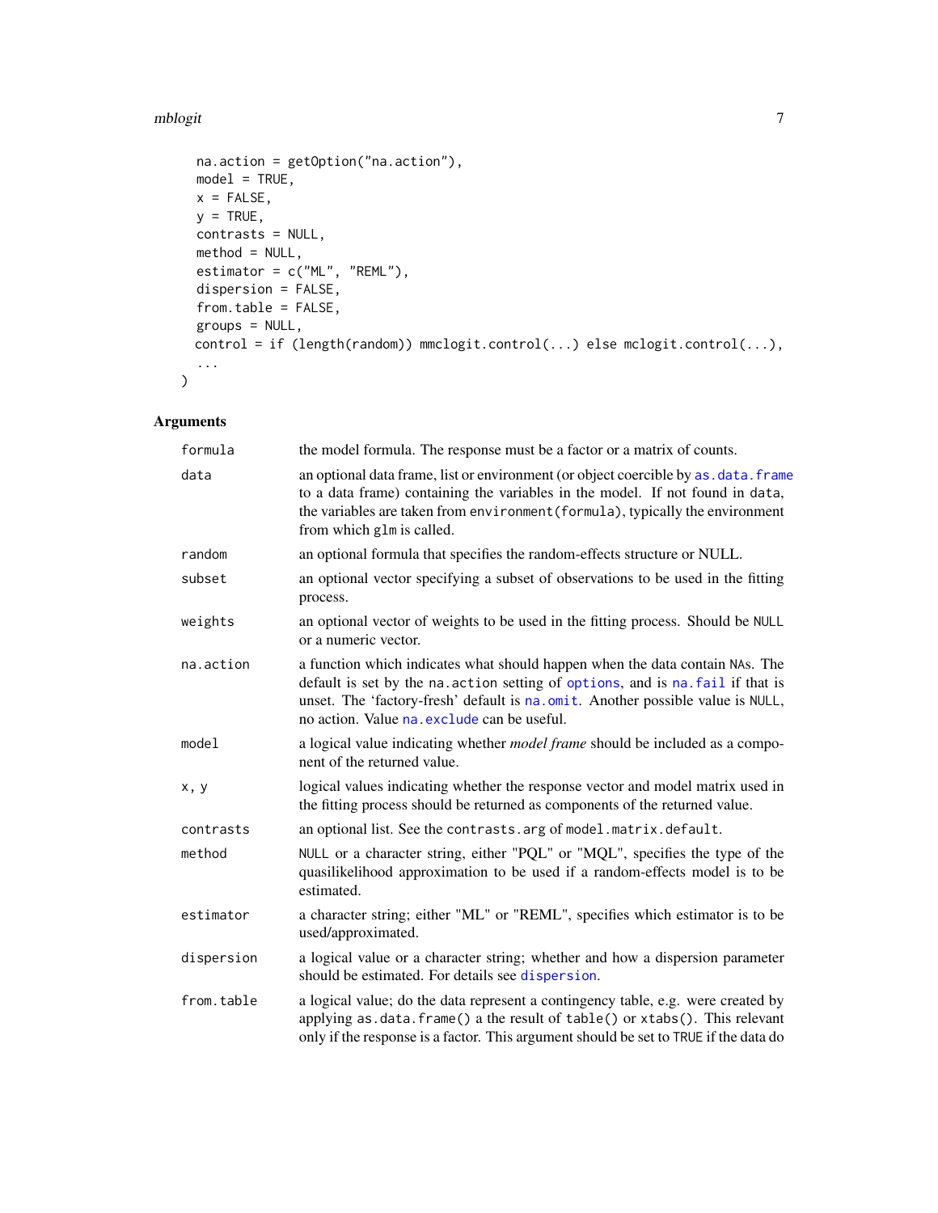```
  na.action = getOption("na.action"),
  model = TRUE,
  x = FALSE,
  y = TRUE,
  contrasts = NULL,
  method = NULL,
  estimator = c("ML", "REML"),
  dispersion = FALSE,
  from.table = FALSE,
  groups = NULL,
  control = if (length(random)) mmclogit.control(...) else mclogit.control(...),
  ...
)
```

## Arguments

| | |
|---|---|
| formula | the model formula. The response must be a factor or a matrix of counts. |
| data | an optional data frame, list or environment (or object coercible by as.data.frame to a data frame) containing the variables in the model. If not found in data, the variables are taken from environment(formula), typically the environment from which glm is called. |
| random | an optional formula that specifies the random-effects structure or NULL. |
| subset | an optional vector specifying a subset of observations to be used in the fitting process. |
| weights | an optional vector of weights to be used in the fitting process. Should be NULL or a numeric vector. |
| na.action | a function which indicates what should happen when the data contain NAs. The default is set by the na.action setting of options, and is na.fail if that is unset. The 'factory-fresh' default is na.omit. Another possible value is NULL, no action. Value na.exclude can be useful. |
| model | a logical value indicating whether *model frame* should be included as a component of the returned value. |
| x, y | logical values indicating whether the response vector and model matrix used in the fitting process should be returned as components of the returned value. |
| contrasts | an optional list. See the contrasts.arg of model.matrix.default. |
| method | NULL or a character string, either "PQL" or "MQL", specifies the type of the quasilikelihood approximation to be used if a random-effects model is to be estimated. |
| estimator | a character string; either "ML" or "REML", specifies which estimator is to be used/approximated. |
| dispersion | a logical value or a character string; whether and how a dispersion parameter should be estimated. For details see dispersion. |
| from.table | a logical value; do the data represent a contingency table, e.g. were created by applying as.data.frame() a the result of table() or xtabs(). This relevant only if the response is a factor. This argument should be set to TRUE if the data do |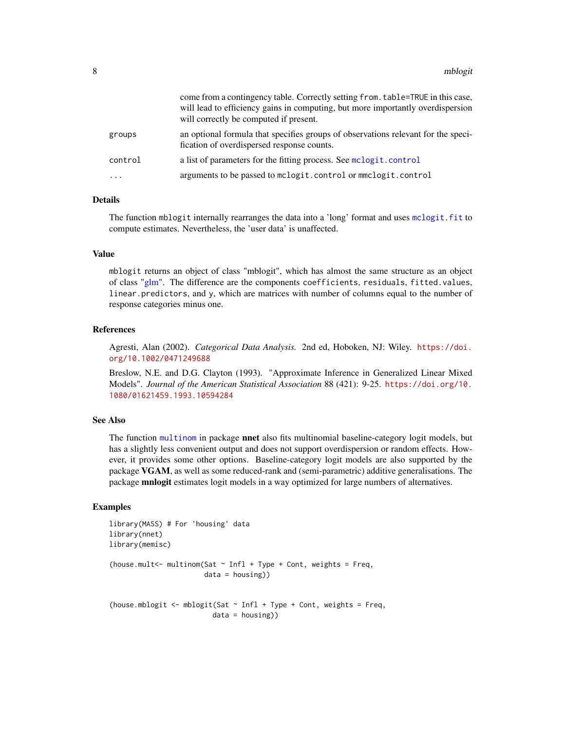|  |  |
|---|---|
|  | come from a contingency table. Correctly setting `from.table=TRUE` in this case, will lead to efficiency gains in computing, but more importantly overdispersion will correctly be computed if present. |
| `groups` | an optional formula that specifies groups of observations relevant for the specification of overdispersed response counts. |
| `control` | a list of parameters for the fitting process. See `mclogit.control` |
| `...` | arguments to be passed to `mclogit.control` or `mmclogit.control` |

## Details

The function `mblogit` internally rearranges the data into a 'long' format and uses `mclogit.fit` to compute estimates. Nevertheless, the 'user data' is unaffected.

## Value

`mblogit` returns an object of class "mblogit", which has almost the same structure as an object of class "glm". The difference are the components `coefficients`, `residuals`, `fitted.values`, `linear.predictors`, and `y`, which are matrices with number of columns equal to the number of response categories minus one.

## References

Agresti, Alan (2002). *Categorical Data Analysis.* 2nd ed, Hoboken, NJ: Wiley. https://doi.org/10.1002/0471249688

Breslow, N.E. and D.G. Clayton (1993). "Approximate Inference in Generalized Linear Mixed Models". *Journal of the American Statistical Association* 88 (421): 9-25. https://doi.org/10.1080/01621459.1993.10594284

## See Also

The function `multinom` in package **nnet** also fits multinomial baseline-category logit models, but has a slightly less convenient output and does not support overdispersion or random effects. However, it provides some other options. Baseline-category logit models are also supported by the package **VGAM**, as well as some reduced-rank and (semi-parametric) additive generalisations. The package **mnlogit** estimates logit models in a way optimized for large numbers of alternatives.

## Examples

```
library(MASS) # For 'housing' data
library(nnet)
library(memisc)

(house.mult<- multinom(Sat ~ Infl + Type + Cont, weights = Freq,
                       data = housing))


(house.mblogit <- mblogit(Sat ~ Infl + Type + Cont, weights = Freq,
                         data = housing))
```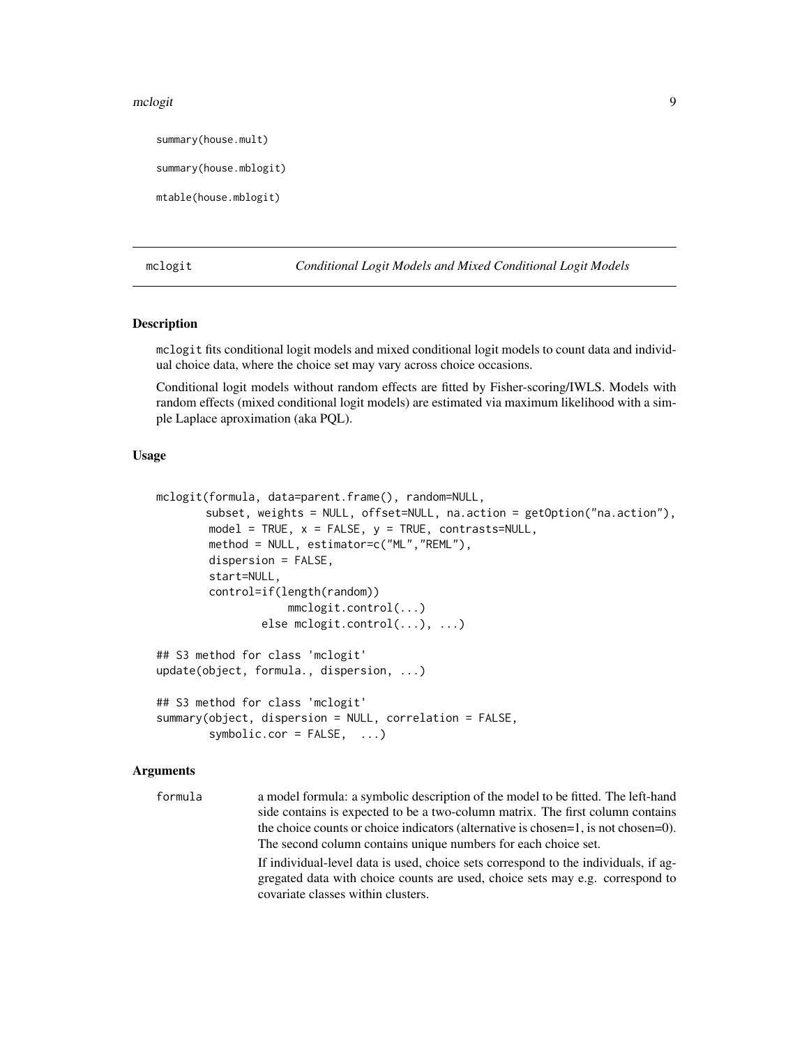```
summary(house.mult)

summary(house.mblogit)

mtable(house.mblogit)
```

---

mclogit — *Conditional Logit Models and Mixed Conditional Logit Models*

---

## Description

`mclogit` fits conditional logit models and mixed conditional logit models to count data and individual choice data, where the choice set may vary across choice occasions.

Conditional logit models without random effects are fitted by Fisher-scoring/IWLS. Models with random effects (mixed conditional logit models) are estimated via maximum likelihood with a simple Laplace aproximation (aka PQL).

## Usage

```
mclogit(formula, data=parent.frame(), random=NULL,
       subset, weights = NULL, offset=NULL, na.action = getOption("na.action"),
        model = TRUE, x = FALSE, y = TRUE, contrasts=NULL,
        method = NULL, estimator=c("ML","REML"),
        dispersion = FALSE,
        start=NULL,
        control=if(length(random))
                   mmclogit.control(...)
               else mclogit.control(...), ...)

## S3 method for class 'mclogit'
update(object, formula., dispersion, ...)

## S3 method for class 'mclogit'
summary(object, dispersion = NULL, correlation = FALSE,
        symbolic.cor = FALSE,  ...)
```

## Arguments

`formula` a model formula: a symbolic description of the model to be fitted. The left-hand side contains is expected to be a two-column matrix. The first column contains the choice counts or choice indicators (alternative is chosen=1, is not chosen=0). The second column contains unique numbers for each choice set.

If individual-level data is used, choice sets correspond to the individuals, if aggregated data with choice counts are used, choice sets may e.g. correspond to covariate classes within clusters.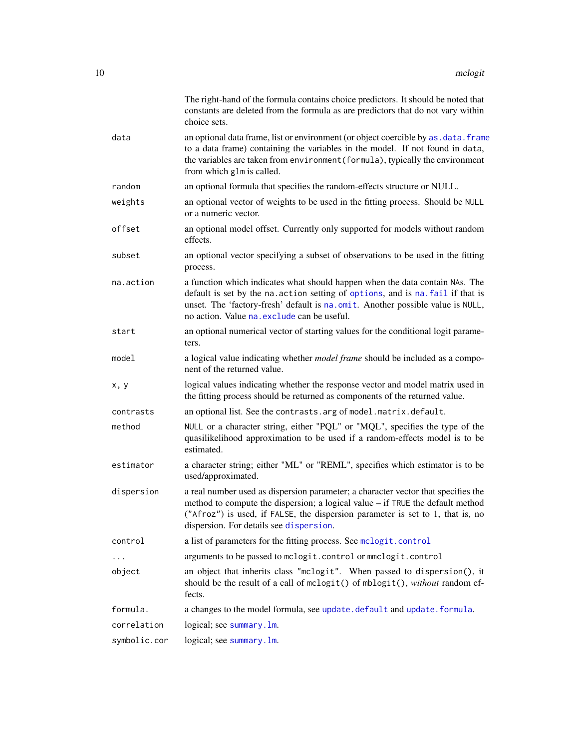The right-hand of the formula contains choice predictors. It should be noted that constants are deleted from the formula as are predictors that do not vary within choice sets.

| | |
|---|---|
| `data` | an optional data frame, list or environment (or object coercible by `as.data.frame` to a data frame) containing the variables in the model. If not found in `data`, the variables are taken from `environment(formula)`, typically the environment from which `glm` is called. |
| `random` | an optional formula that specifies the random-effects structure or NULL. |
| `weights` | an optional vector of weights to be used in the fitting process. Should be `NULL` or a numeric vector. |
| `offset` | an optional model offset. Currently only supported for models without random effects. |
| `subset` | an optional vector specifying a subset of observations to be used in the fitting process. |
| `na.action` | a function which indicates what should happen when the data contain `NA`s. The default is set by the `na.action` setting of `options`, and is `na.fail` if that is unset. The 'factory-fresh' default is `na.omit`. Another possible value is `NULL`, no action. Value `na.exclude` can be useful. |
| `start` | an optional numerical vector of starting values for the conditional logit parameters. |
| `model` | a logical value indicating whether *model frame* should be included as a component of the returned value. |
| `x, y` | logical values indicating whether the response vector and model matrix used in the fitting process should be returned as components of the returned value. |
| `contrasts` | an optional list. See the `contrasts.arg` of `model.matrix.default`. |
| `method` | `NULL` or a character string, either "PQL" or "MQL", specifies the type of the quasilikelihood approximation to be used if a random-effects model is to be estimated. |
| `estimator` | a character string; either "ML" or "REML", specifies which estimator is to be used/approximated. |
| `dispersion` | a real number used as dispersion parameter; a character vector that specifies the method to compute the dispersion; a logical value – if `TRUE` the default method (`"Afroz"`) is used, if `FALSE`, the dispersion parameter is set to 1, that is, no dispersion. For details see `dispersion`. |
| `control` | a list of parameters for the fitting process. See `mclogit.control` |
| `...` | arguments to be passed to `mclogit.control` or `mmclogit.control` |
| `object` | an object that inherits class `"mclogit"`. When passed to `dispersion()`, it should be the result of a call of `mclogit()` of `mblogit()`, *without* random effects. |
| `formula.` | a changes to the model formula, see `update.default` and `update.formula`. |
| `correlation` | logical; see `summary.lm`. |
| `symbolic.cor` | logical; see `summary.lm`. |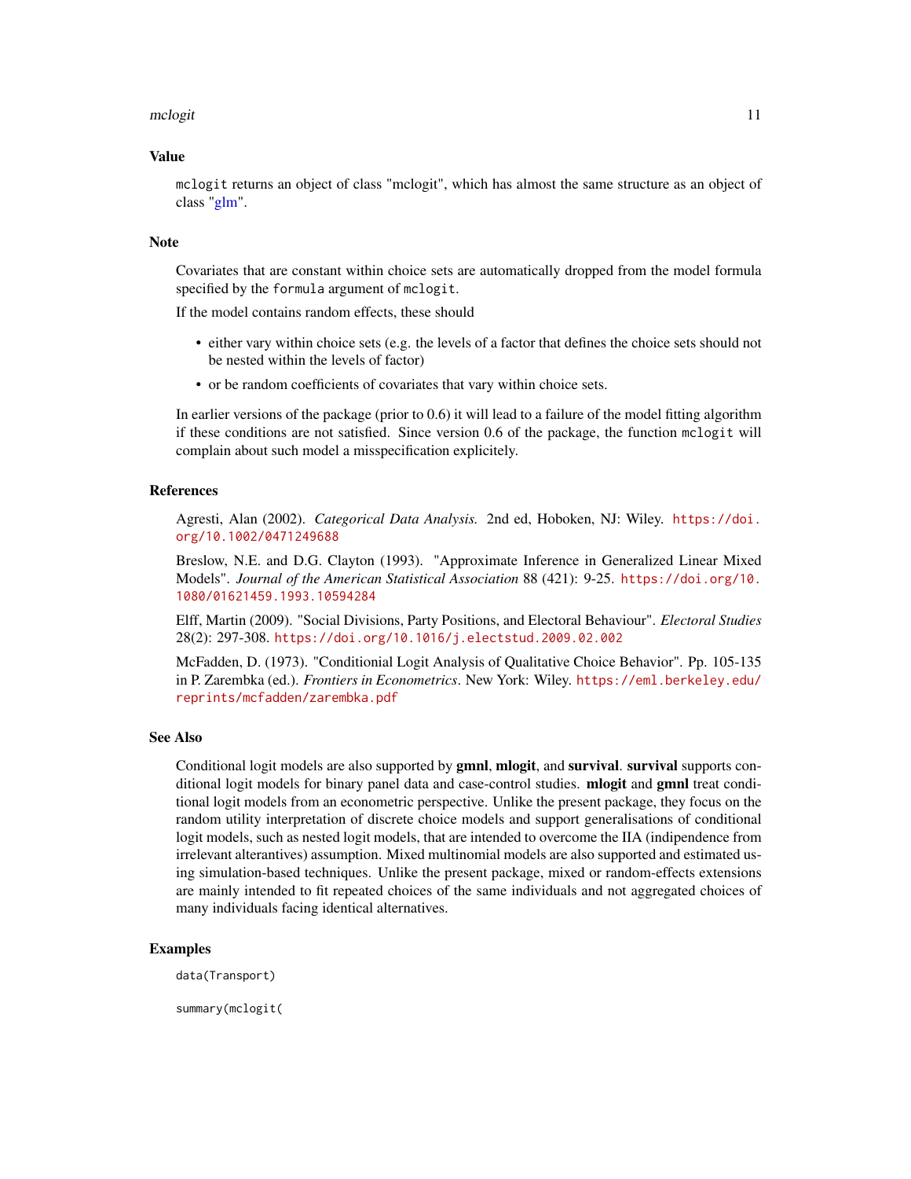## Value

`mclogit` returns an object of class "mclogit", which has almost the same structure as an object of class "glm".

## Note

Covariates that are constant within choice sets are automatically dropped from the model formula specified by the `formula` argument of `mclogit`.

If the model contains random effects, these should

- either vary within choice sets (e.g. the levels of a factor that defines the choice sets should not be nested within the levels of factor)
- or be random coefficients of covariates that vary within choice sets.

In earlier versions of the package (prior to 0.6) it will lead to a failure of the model fitting algorithm if these conditions are not satisfied. Since version 0.6 of the package, the function `mclogit` will complain about such model a misspecification explicitely.

## References

Agresti, Alan (2002). *Categorical Data Analysis.* 2nd ed, Hoboken, NJ: Wiley. https://doi.org/10.1002/0471249688

Breslow, N.E. and D.G. Clayton (1993). "Approximate Inference in Generalized Linear Mixed Models". *Journal of the American Statistical Association* 88 (421): 9-25. https://doi.org/10.1080/01621459.1993.10594284

Elff, Martin (2009). "Social Divisions, Party Positions, and Electoral Behaviour". *Electoral Studies* 28(2): 297-308. https://doi.org/10.1016/j.electstud.2009.02.002

McFadden, D. (1973). "Conditionial Logit Analysis of Qualitative Choice Behavior". Pp. 105-135 in P. Zarembka (ed.). *Frontiers in Econometrics*. New York: Wiley. https://eml.berkeley.edu/reprints/mcfadden/zarembka.pdf

## See Also

Conditional logit models are also supported by **gmnl**, **mlogit**, and **survival**. **survival** supports conditional logit models for binary panel data and case-control studies. **mlogit** and **gmnl** treat conditional logit models from an econometric perspective. Unlike the present package, they focus on the random utility interpretation of discrete choice models and support generalisations of conditional logit models, such as nested logit models, that are intended to overcome the IIA (indipendence from irrelevant alterantives) assumption. Mixed multinomial models are also supported and estimated using simulation-based techniques. Unlike the present package, mixed or random-effects extensions are mainly intended to fit repeated choices of the same individuals and not aggregated choices of many individuals facing identical alternatives.

## Examples

```
data(Transport)

summary(mclogit(
```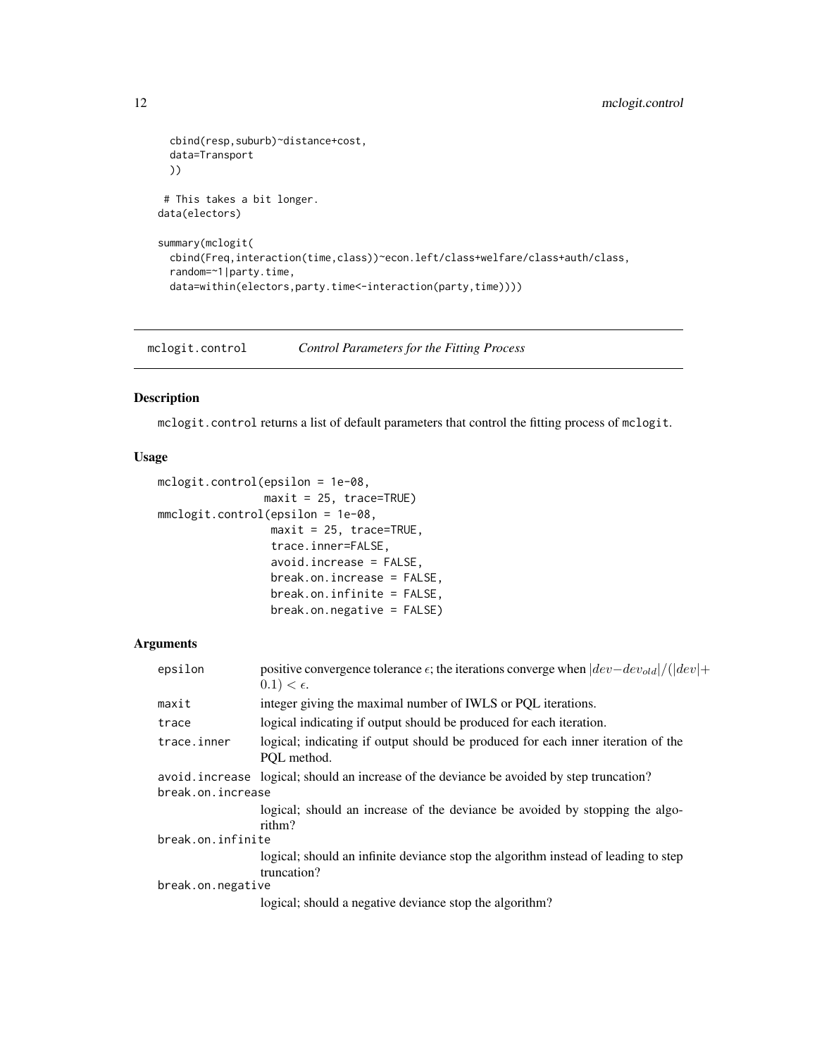```
  cbind(resp,suburb)~distance+cost,
  data=Transport
  ))

 # This takes a bit longer.
data(electors)

summary(mclogit(
  cbind(Freq,interaction(time,class))~econ.left/class+welfare/class+auth/class,
  random=~1|party.time,
  data=within(electors,party.time<-interaction(party,time))))
```

## mclogit.control — *Control Parameters for the Fitting Process*

### Description

mclogit.control returns a list of default parameters that control the fitting process of mclogit.

### Usage

```
mclogit.control(epsilon = 1e-08,
                maxit = 25, trace=TRUE)
mmclogit.control(epsilon = 1e-08,
                 maxit = 25, trace=TRUE,
                 trace.inner=FALSE,
                 avoid.increase = FALSE,
                 break.on.increase = FALSE,
                 break.on.infinite = FALSE,
                 break.on.negative = FALSE)
```

### Arguments

| | |
|---|---|
| epsilon | positive convergence tolerance $\epsilon$; the iterations converge when $|dev - dev_{old}|/(|dev| + 0.1) < \epsilon$. |
| maxit | integer giving the maximal number of IWLS or PQL iterations. |
| trace | logical indicating if output should be produced for each iteration. |
| trace.inner | logical; indicating if output should be produced for each inner iteration of the PQL method. |
| avoid.increase | logical; should an increase of the deviance be avoided by step truncation? |
| break.on.increase | logical; should an increase of the deviance be avoided by stopping the algorithm? |
| break.on.infinite | logical; should an infinite deviance stop the algorithm instead of leading to step truncation? |
| break.on.negative | logical; should a negative deviance stop the algorithm? |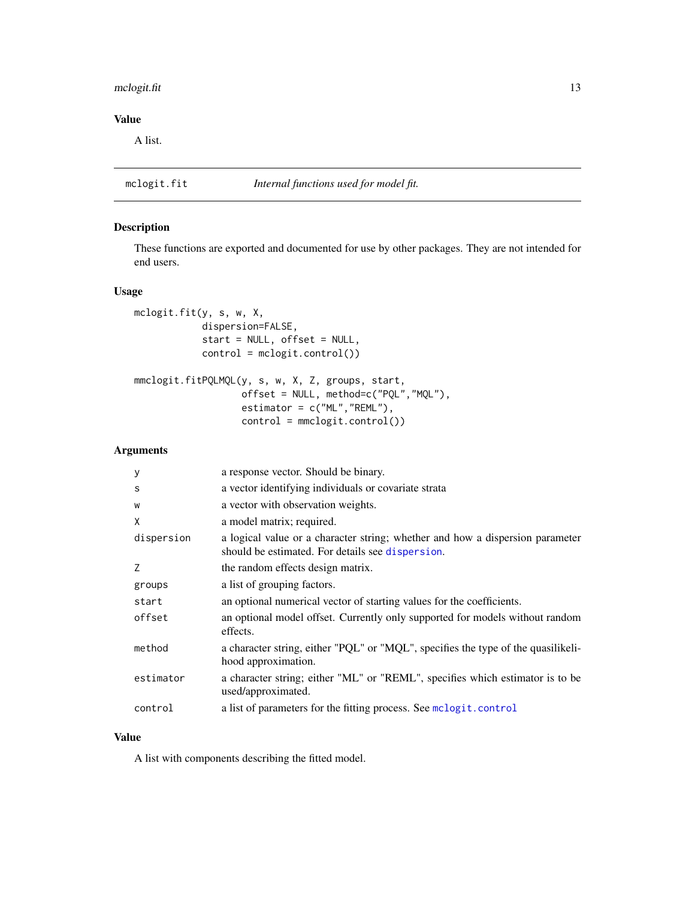## Value

A list.

---

# mclogit.fit — *Internal functions used for model fit.*

## Description

These functions are exported and documented for use by other packages. They are not intended for end users.

## Usage

```
mclogit.fit(y, s, w, X,
            dispersion=FALSE,
            start = NULL, offset = NULL,
            control = mclogit.control())

mmclogit.fitPQLMQL(y, s, w, X, Z, groups, start,
                   offset = NULL, method=c("PQL","MQL"),
                   estimator = c("ML","REML"),
                   control = mmclogit.control())
```

## Arguments

| | |
|---|---|
| `y` | a response vector. Should be binary. |
| `s` | a vector identifying individuals or covariate strata |
| `w` | a vector with observation weights. |
| `X` | a model matrix; required. |
| `dispersion` | a logical value or a character string; whether and how a dispersion parameter should be estimated. For details see `dispersion`. |
| `Z` | the random effects design matrix. |
| `groups` | a list of grouping factors. |
| `start` | an optional numerical vector of starting values for the coefficients. |
| `offset` | an optional model offset. Currently only supported for models without random effects. |
| `method` | a character string, either "PQL" or "MQL", specifies the type of the quasilikelihood approximation. |
| `estimator` | a character string; either "ML" or "REML", specifies which estimator is to be used/approximated. |
| `control` | a list of parameters for the fitting process. See `mclogit.control` |

## Value

A list with components describing the fitted model.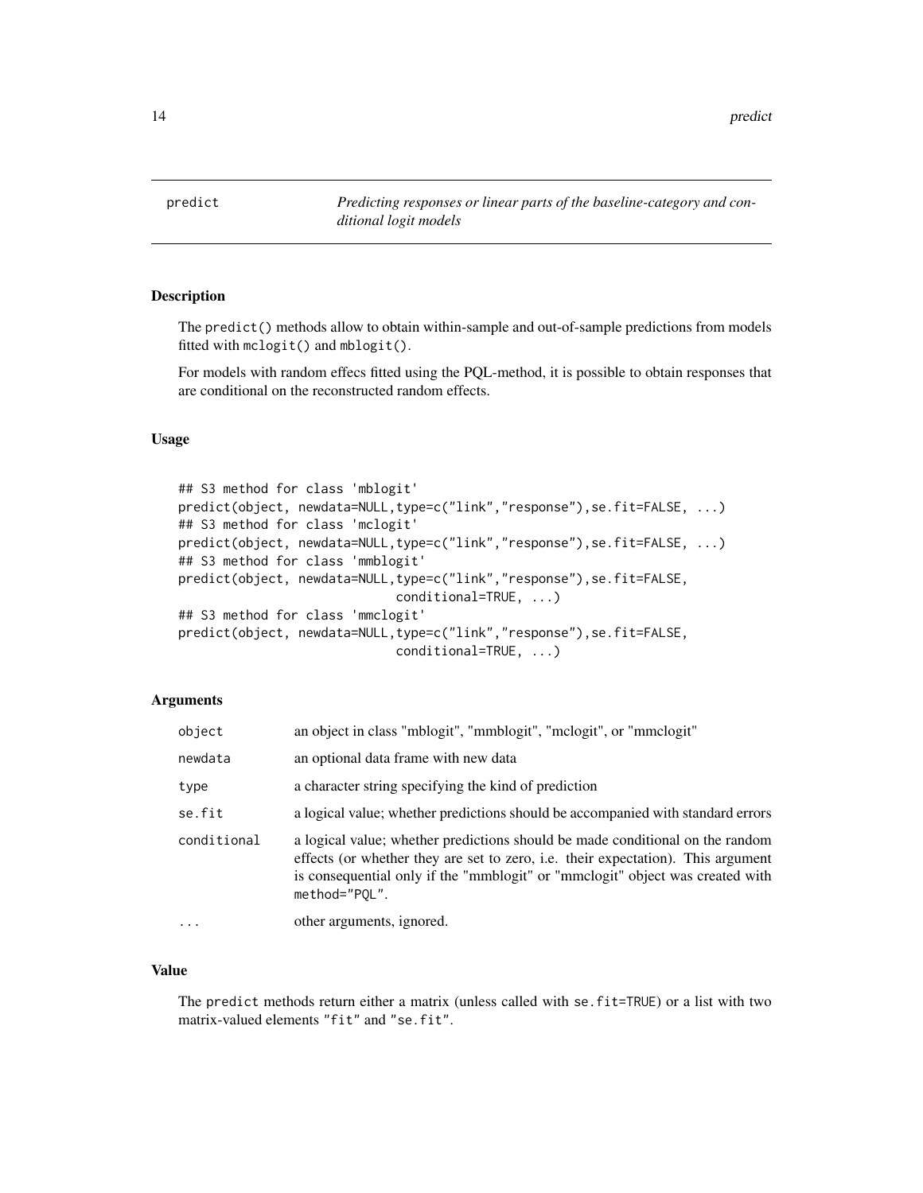# predict

*Predicting responses or linear parts of the baseline-category and conditional logit models*

## Description

The predict() methods allow to obtain within-sample and out-of-sample predictions from models fitted with mclogit() and mblogit().

For models with random effecs fitted using the PQL-method, it is possible to obtain responses that are conditional on the reconstructed random effects.

## Usage

```
## S3 method for class 'mblogit'
predict(object, newdata=NULL,type=c("link","response"),se.fit=FALSE, ...)
## S3 method for class 'mclogit'
predict(object, newdata=NULL,type=c("link","response"),se.fit=FALSE, ...)
## S3 method for class 'mmblogit'
predict(object, newdata=NULL,type=c("link","response"),se.fit=FALSE,
                             conditional=TRUE, ...)
## S3 method for class 'mmclogit'
predict(object, newdata=NULL,type=c("link","response"),se.fit=FALSE,
                             conditional=TRUE, ...)
```

## Arguments

| | |
|---|---|
| object | an object in class "mblogit", "mmblogit", "mclogit", or "mmclogit" |
| newdata | an optional data frame with new data |
| type | a character string specifying the kind of prediction |
| se.fit | a logical value; whether predictions should be accompanied with standard errors |
| conditional | a logical value; whether predictions should be made conditional on the random effects (or whether they are set to zero, i.e. their expectation). This argument is consequential only if the "mmblogit" or "mmclogit" object was created with method="PQL". |
| ... | other arguments, ignored. |

## Value

The predict methods return either a matrix (unless called with se.fit=TRUE) or a list with two matrix-valued elements "fit" and "se.fit".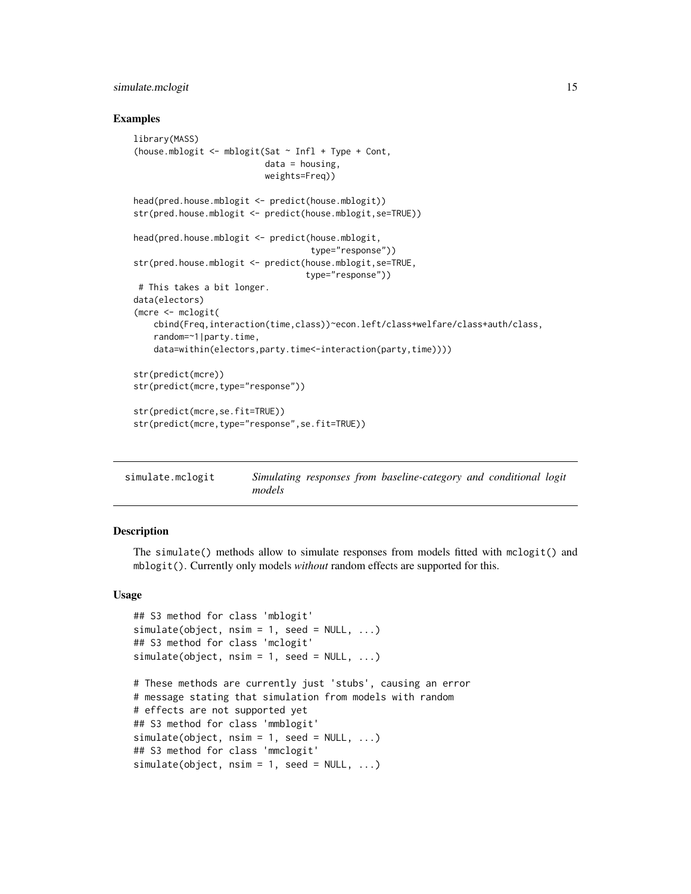### Examples

```
library(MASS)
(house.mblogit <- mblogit(Sat ~ Infl + Type + Cont,
                          data = housing,
                          weights=Freq))

head(pred.house.mblogit <- predict(house.mblogit))
str(pred.house.mblogit <- predict(house.mblogit,se=TRUE))

head(pred.house.mblogit <- predict(house.mblogit,
                                   type="response"))
str(pred.house.mblogit <- predict(house.mblogit,se=TRUE,
                                  type="response"))
 # This takes a bit longer.
data(electors)
(mcre <- mclogit(
    cbind(Freq,interaction(time,class))~econ.left/class+welfare/class+auth/class,
    random=~1|party.time,
    data=within(electors,party.time<-interaction(party,time))))

str(predict(mcre))
str(predict(mcre,type="response"))

str(predict(mcre,se.fit=TRUE))
str(predict(mcre,type="response",se.fit=TRUE))
```

## simulate.mclogit — *Simulating responses from baseline-category and conditional logit models*

### Description

The `simulate()` methods allow to simulate responses from models fitted with `mclogit()` and `mblogit()`. Currently only models *without* random effects are supported for this.

### Usage

```
## S3 method for class 'mblogit'
simulate(object, nsim = 1, seed = NULL, ...)
## S3 method for class 'mclogit'
simulate(object, nsim = 1, seed = NULL, ...)

# These methods are currently just 'stubs', causing an error
# message stating that simulation from models with random
# effects are not supported yet
## S3 method for class 'mmblogit'
simulate(object, nsim = 1, seed = NULL, ...)
## S3 method for class 'mmclogit'
simulate(object, nsim = 1, seed = NULL, ...)
```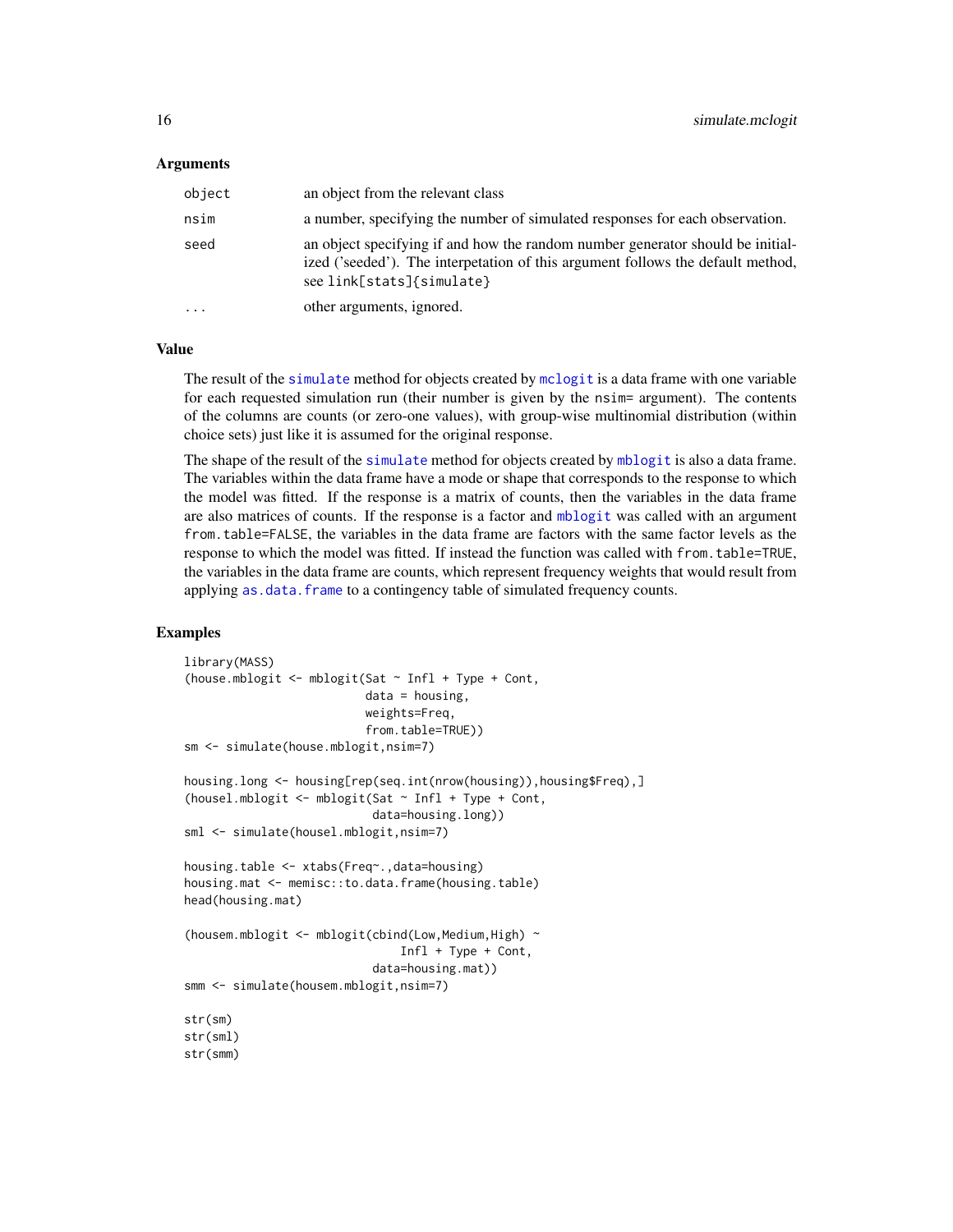### Arguments

| | |
|---|---|
| `object` | an object from the relevant class |
| `nsim` | a number, specifying the number of simulated responses for each observation. |
| `seed` | an object specifying if and how the random number generator should be initialized ('seeded'). The interpetation of this argument follows the default method, see `link[stats]{simulate}` |
| `...` | other arguments, ignored. |

### Value

The result of the `simulate` method for objects created by `mclogit` is a data frame with one variable for each requested simulation run (their number is given by the `nsim=` argument). The contents of the columns are counts (or zero-one values), with group-wise multinomial distribution (within choice sets) just like it is assumed for the original response.

The shape of the result of the `simulate` method for objects created by `mblogit` is also a data frame. The variables within the data frame have a mode or shape that corresponds to the response to which the model was fitted. If the response is a matrix of counts, then the variables in the data frame are also matrices of counts. If the response is a factor and `mblogit` was called with an argument `from.table=FALSE`, the variables in the data frame are factors with the same factor levels as the response to which the model was fitted. If instead the function was called with `from.table=TRUE`, the variables in the data frame are counts, which represent frequency weights that would result from applying `as.data.frame` to a contingency table of simulated frequency counts.

### Examples

```
library(MASS)
(house.mblogit <- mblogit(Sat ~ Infl + Type + Cont,
                          data = housing,
                          weights=Freq,
                          from.table=TRUE))
sm <- simulate(house.mblogit,nsim=7)

housing.long <- housing[rep(seq.int(nrow(housing)),housing$Freq),]
(housel.mblogit <- mblogit(Sat ~ Infl + Type + Cont,
                           data=housing.long))
sml <- simulate(housel.mblogit,nsim=7)

housing.table <- xtabs(Freq~.,data=housing)
housing.mat <- memisc::to.data.frame(housing.table)
head(housing.mat)

(housem.mblogit <- mblogit(cbind(Low,Medium,High) ~
                               Infl + Type + Cont,
                           data=housing.mat))
smm <- simulate(housem.mblogit,nsim=7)

str(sm)
str(sml)
str(smm)
```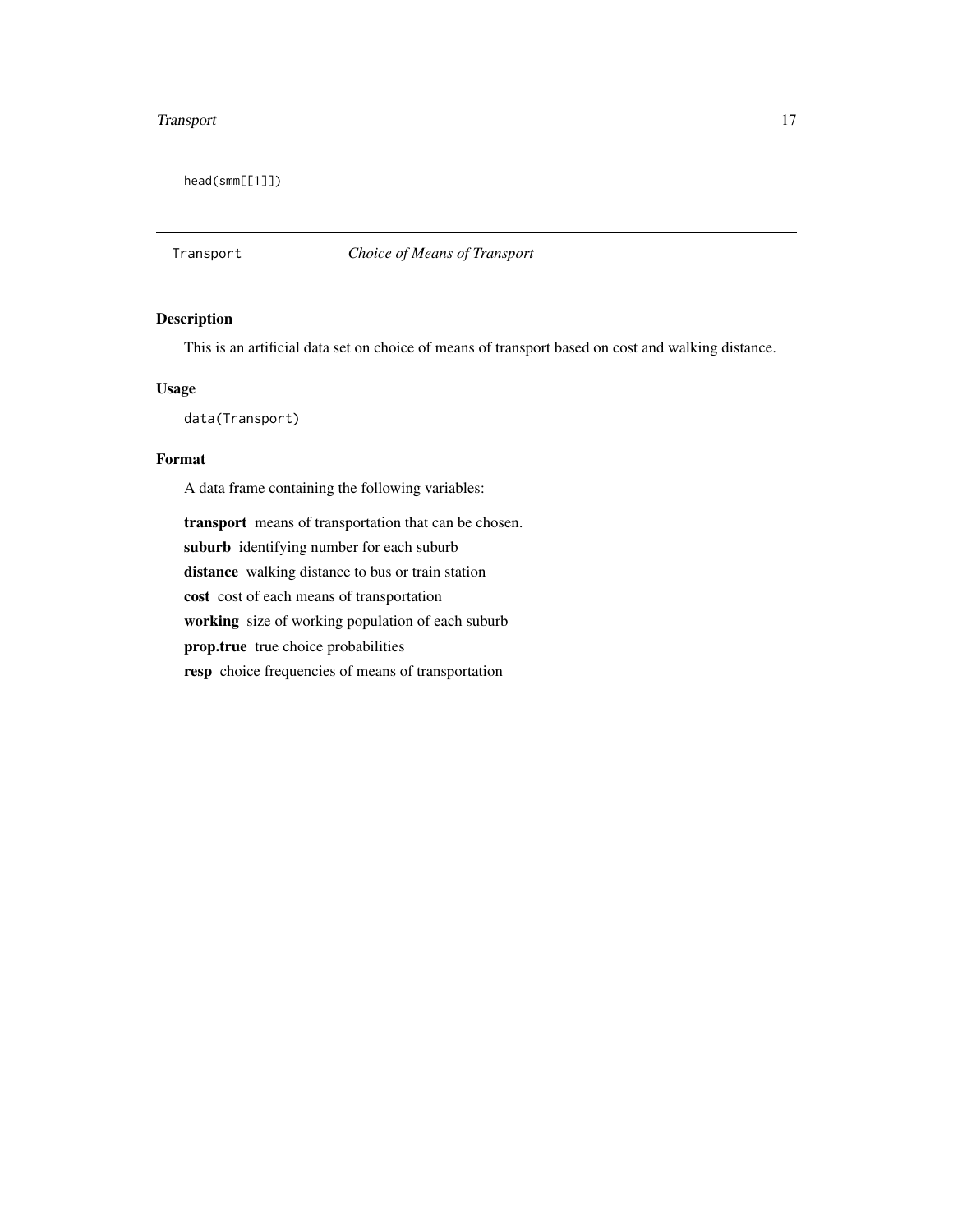```
head(smm[[1]])
```

## Transport — *Choice of Means of Transport*

### Description

This is an artificial data set on choice of means of transport based on cost and walking distance.

### Usage

```
data(Transport)
```

### Format

A data frame containing the following variables:

**transport** means of transportation that can be chosen.

**suburb** identifying number for each suburb

**distance** walking distance to bus or train station

**cost** cost of each means of transportation

**working** size of working population of each suburb

**prop.true** true choice probabilities

**resp** choice frequencies of means of transportation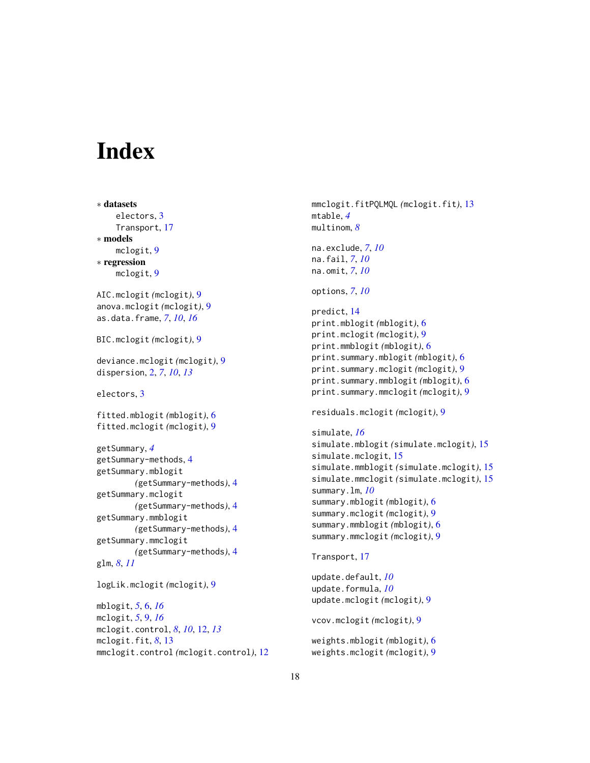# Index

∗ **datasets**
  electors, 3
  Transport, 17
∗ **models**
  mclogit, 9
∗ **regression**
  mclogit, 9

AIC.mclogit *(*mclogit*)*, 9
anova.mclogit *(*mclogit*)*, 9
as.data.frame, *7*, *10*, *16*

BIC.mclogit *(*mclogit*)*, 9

deviance.mclogit *(*mclogit*)*, 9
dispersion, 2, *7*, *10*, *13*

electors, 3

fitted.mblogit *(*mblogit*)*, 6
fitted.mclogit *(*mclogit*)*, 9

getSummary, *4*
getSummary-methods, 4
getSummary.mblogit *(*getSummary-methods*)*, 4
getSummary.mclogit *(*getSummary-methods*)*, 4
getSummary.mmblogit *(*getSummary-methods*)*, 4
getSummary.mmclogit *(*getSummary-methods*)*, 4
glm, *8*, *11*

logLik.mclogit *(*mclogit*)*, 9

mblogit, *5*, 6, *16*
mclogit, *5*, 9, *16*
mclogit.control, *8*, *10*, 12, *13*
mclogit.fit, *8*, 13
mmclogit.control *(*mclogit.control*)*, 12
mmclogit.fitPQLMQL *(*mclogit.fit*)*, 13
mtable, *4*
multinom, *8*

na.exclude, *7*, *10*
na.fail, *7*, *10*
na.omit, *7*, *10*

options, *7*, *10*

predict, 14
print.mblogit *(*mblogit*)*, 6
print.mclogit *(*mclogit*)*, 9
print.mmblogit *(*mblogit*)*, 6
print.summary.mblogit *(*mblogit*)*, 6
print.summary.mclogit *(*mclogit*)*, 9
print.summary.mmblogit *(*mblogit*)*, 6
print.summary.mmclogit *(*mclogit*)*, 9

residuals.mclogit *(*mclogit*)*, 9

simulate, *16*
simulate.mblogit *(*simulate.mclogit*)*, 15
simulate.mclogit, 15
simulate.mmblogit *(*simulate.mclogit*)*, 15
simulate.mmclogit *(*simulate.mclogit*)*, 15
summary.lm, *10*
summary.mblogit *(*mblogit*)*, 6
summary.mclogit *(*mclogit*)*, 9
summary.mmblogit *(*mblogit*)*, 6
summary.mmclogit *(*mclogit*)*, 9

Transport, 17

update.default, *10*
update.formula, *10*
update.mclogit *(*mclogit*)*, 9

vcov.mclogit *(*mclogit*)*, 9

weights.mblogit *(*mblogit*)*, 6
weights.mclogit *(*mclogit*)*, 9